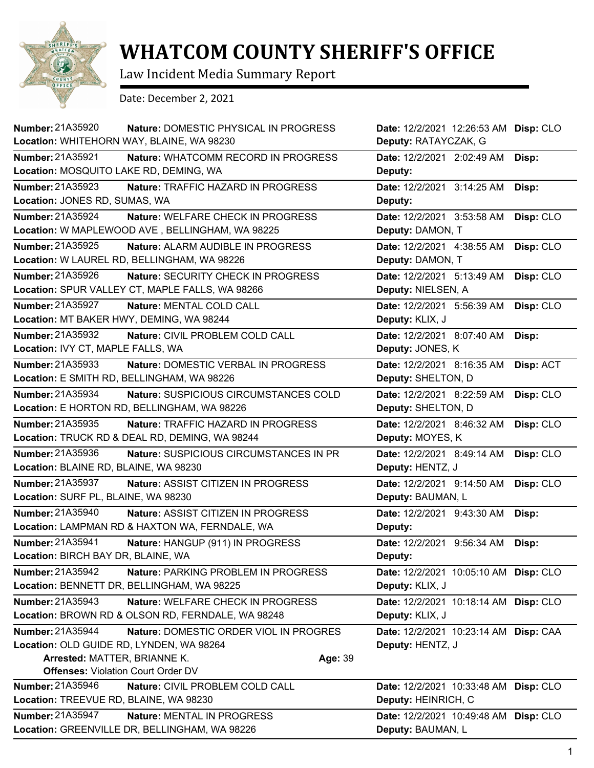# WHATCOM COUNTY SHERIFF'S OFFICE

Law Incident Media Summary Report

Date: December 2, 2021

| Number | Nature | Location | Date | Deputy | Disp |
|---|---|---|---|---|---|
| 21A35920 | DOMESTIC PHYSICAL IN PROGRESS | WHITEHORN WAY, BLAINE, WA 98230 | 12/2/2021 12:26:53 AM | RATAYCZAK, G | CLO |
| 21A35921 | WHATCOMM RECORD IN PROGRESS | MOSQUITO LAKE RD, DEMING, WA | 12/2/2021 2:02:49 AM | | |
| 21A35923 | TRAFFIC HAZARD IN PROGRESS | JONES RD, SUMAS, WA | 12/2/2021 3:14:25 AM | | |
| 21A35924 | WELFARE CHECK IN PROGRESS | W MAPLEWOOD AVE , BELLINGHAM, WA 98225 | 12/2/2021 3:53:58 AM | DAMON, T | CLO |
| 21A35925 | ALARM AUDIBLE IN PROGRESS | W LAUREL RD, BELLINGHAM, WA 98226 | 12/2/2021 4:38:55 AM | DAMON, T | CLO |
| 21A35926 | SECURITY CHECK IN PROGRESS | SPUR VALLEY CT, MAPLE FALLS, WA 98266 | 12/2/2021 5:13:49 AM | NIELSEN, A | CLO |
| 21A35927 | MENTAL COLD CALL | MT BAKER HWY, DEMING, WA 98244 | 12/2/2021 5:56:39 AM | KLIX, J | CLO |
| 21A35932 | CIVIL PROBLEM COLD CALL | IVY CT, MAPLE FALLS, WA | 12/2/2021 8:07:40 AM | JONES, K | |
| 21A35933 | DOMESTIC VERBAL IN PROGRESS | E SMITH RD, BELLINGHAM, WA 98226 | 12/2/2021 8:16:35 AM | SHELTON, D | ACT |
| 21A35934 | SUSPICIOUS CIRCUMSTANCES COLD | E HORTON RD, BELLINGHAM, WA 98226 | 12/2/2021 8:22:59 AM | SHELTON, D | CLO |
| 21A35935 | TRAFFIC HAZARD IN PROGRESS | TRUCK RD & DEAL RD, DEMING, WA 98244 | 12/2/2021 8:46:32 AM | MOYES, K | CLO |
| 21A35936 | SUSPICIOUS CIRCUMSTANCES IN PR | BLAINE RD, BLAINE, WA 98230 | 12/2/2021 8:49:14 AM | HENTZ, J | CLO |
| 21A35937 | ASSIST CITIZEN IN PROGRESS | SURF PL, BLAINE, WA 98230 | 12/2/2021 9:14:50 AM | BAUMAN, L | CLO |
| 21A35940 | ASSIST CITIZEN IN PROGRESS | LAMPMAN RD & HAXTON WA, FERNDALE, WA | 12/2/2021 9:43:30 AM | | |
| 21A35941 | HANGUP (911) IN PROGRESS | BIRCH BAY DR, BLAINE, WA | 12/2/2021 9:56:34 AM | | |
| 21A35942 | PARKING PROBLEM IN PROGRESS | BENNETT DR, BELLINGHAM, WA 98225 | 12/2/2021 10:05:10 AM | KLIX, J | CLO |
| 21A35943 | WELFARE CHECK IN PROGRESS | BROWN RD & OLSON RD, FERNDALE, WA 98248 | 12/2/2021 10:18:14 AM | KLIX, J | CLO |
| 21A35944 | DOMESTIC ORDER VIOL IN PROGRES | OLD GUIDE RD, LYNDEN, WA 98264 | 12/2/2021 10:23:14 AM | HENTZ, J | CAA |
| 21A35946 | CIVIL PROBLEM COLD CALL | TREEVUE RD, BLAINE, WA 98230 | 12/2/2021 10:33:48 AM | HEINRICH, C | CLO |
| 21A35947 | MENTAL IN PROGRESS | GREENVILLE DR, BELLINGHAM, WA 98226 | 12/2/2021 10:49:48 AM | BAUMAN, L | CLO |

21A35944 — **Arrested:** MATTER, BRIANNE K. **Age:** 39
**Offenses:** Violation Court Order DV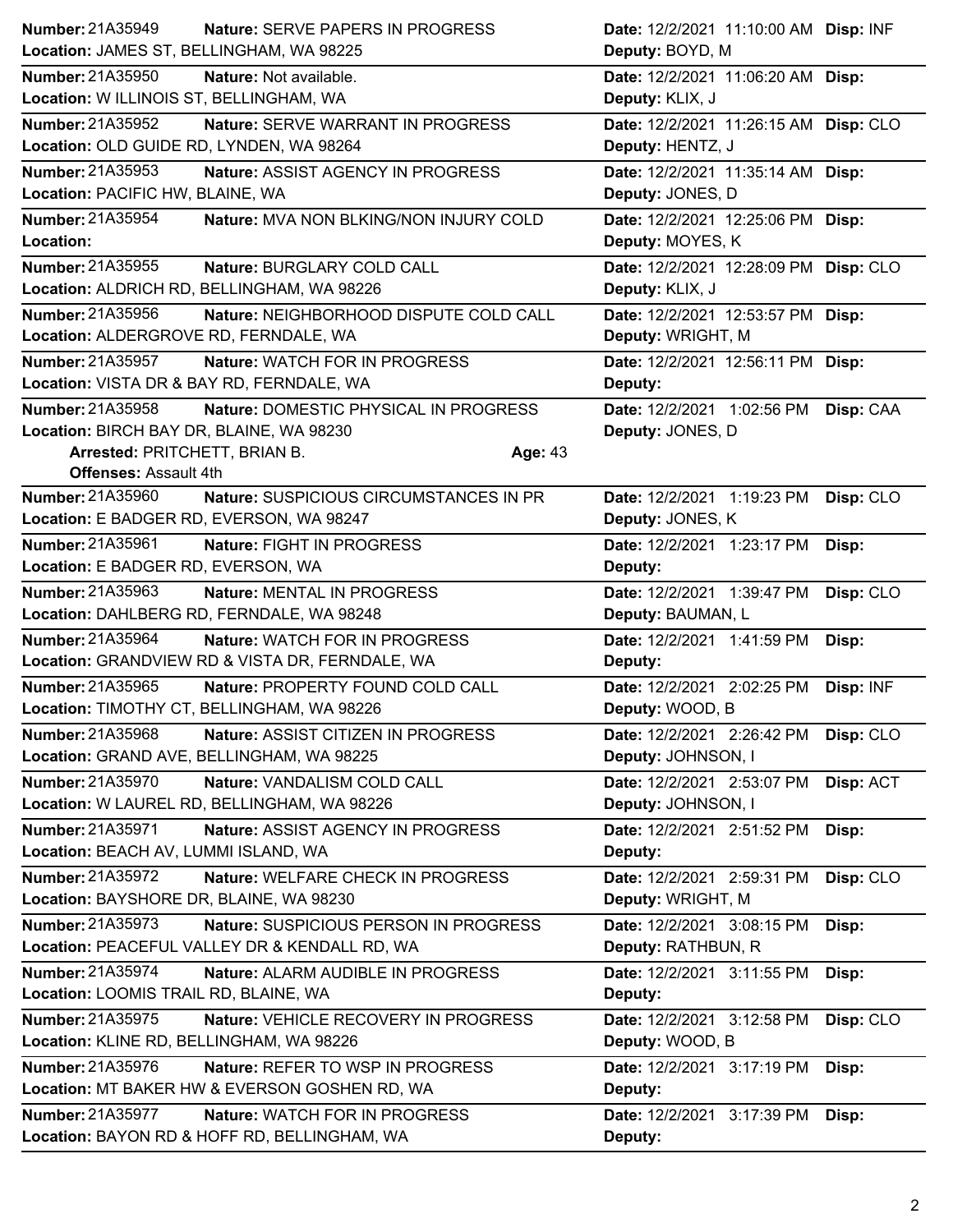**Number:** 21A35949 **Nature:** SERVE PAPERS IN PROGRESS **Date:** 12/2/2021 11:10:00 AM **Disp:** INF
**Location:** JAMES ST, BELLINGHAM, WA 98225 **Deputy:** BOYD, M

---

**Number:** 21A35950 **Nature:** Not available. **Date:** 12/2/2021 11:06:20 AM **Disp:**
**Location:** W ILLINOIS ST, BELLINGHAM, WA **Deputy:** KLIX, J

---

**Number:** 21A35952 **Nature:** SERVE WARRANT IN PROGRESS **Date:** 12/2/2021 11:26:15 AM **Disp:** CLO
**Location:** OLD GUIDE RD, LYNDEN, WA 98264 **Deputy:** HENTZ, J

---

**Number:** 21A35953 **Nature:** ASSIST AGENCY IN PROGRESS **Date:** 12/2/2021 11:35:14 AM **Disp:**
**Location:** PACIFIC HW, BLAINE, WA **Deputy:** JONES, D

---

**Number:** 21A35954 **Nature:** MVA NON BLKING/NON INJURY COLD **Date:** 12/2/2021 12:25:06 PM **Disp:**
**Location:** **Deputy:** MOYES, K

---

**Number:** 21A35955 **Nature:** BURGLARY COLD CALL **Date:** 12/2/2021 12:28:09 PM **Disp:** CLO
**Location:** ALDRICH RD, BELLINGHAM, WA 98226 **Deputy:** KLIX, J

---

**Number:** 21A35956 **Nature:** NEIGHBORHOOD DISPUTE COLD CALL **Date:** 12/2/2021 12:53:57 PM **Disp:**
**Location:** ALDERGROVE RD, FERNDALE, WA **Deputy:** WRIGHT, M

---

**Number:** 21A35957 **Nature:** WATCH FOR IN PROGRESS **Date:** 12/2/2021 12:56:11 PM **Disp:**
**Location:** VISTA DR & BAY RD, FERNDALE, WA **Deputy:**

---

**Number:** 21A35958 **Nature:** DOMESTIC PHYSICAL IN PROGRESS **Date:** 12/2/2021 1:02:56 PM **Disp:** CAA
**Location:** BIRCH BAY DR, BLAINE, WA 98230 **Deputy:** JONES, D
**Arrested:** PRITCHETT, BRIAN B. **Age:** 43
**Offenses:** Assault 4th

---

**Number:** 21A35960 **Nature:** SUSPICIOUS CIRCUMSTANCES IN PR **Date:** 12/2/2021 1:19:23 PM **Disp:** CLO
**Location:** E BADGER RD, EVERSON, WA 98247 **Deputy:** JONES, K

---

**Number:** 21A35961 **Nature:** FIGHT IN PROGRESS **Date:** 12/2/2021 1:23:17 PM **Disp:**
**Location:** E BADGER RD, EVERSON, WA **Deputy:**

---

**Number:** 21A35963 **Nature:** MENTAL IN PROGRESS **Date:** 12/2/2021 1:39:47 PM **Disp:** CLO
**Location:** DAHLBERG RD, FERNDALE, WA 98248 **Deputy:** BAUMAN, L

---

**Number:** 21A35964 **Nature:** WATCH FOR IN PROGRESS **Date:** 12/2/2021 1:41:59 PM **Disp:**
**Location:** GRANDVIEW RD & VISTA DR, FERNDALE, WA **Deputy:**

---

**Number:** 21A35965 **Nature:** PROPERTY FOUND COLD CALL **Date:** 12/2/2021 2:02:25 PM **Disp:** INF
**Location:** TIMOTHY CT, BELLINGHAM, WA 98226 **Deputy:** WOOD, B

---

**Number:** 21A35968 **Nature:** ASSIST CITIZEN IN PROGRESS **Date:** 12/2/2021 2:26:42 PM **Disp:** CLO
**Location:** GRAND AVE, BELLINGHAM, WA 98225 **Deputy:** JOHNSON, I

---

**Number:** 21A35970 **Nature:** VANDALISM COLD CALL **Date:** 12/2/2021 2:53:07 PM **Disp:** ACT
**Location:** W LAUREL RD, BELLINGHAM, WA 98226 **Deputy:** JOHNSON, I

---

**Number:** 21A35971 **Nature:** ASSIST AGENCY IN PROGRESS **Date:** 12/2/2021 2:51:52 PM **Disp:**
**Location:** BEACH AV, LUMMI ISLAND, WA **Deputy:**

---

**Number:** 21A35972 **Nature:** WELFARE CHECK IN PROGRESS **Date:** 12/2/2021 2:59:31 PM **Disp:** CLO
**Location:** BAYSHORE DR, BLAINE, WA 98230 **Deputy:** WRIGHT, M

---

**Number:** 21A35973 **Nature:** SUSPICIOUS PERSON IN PROGRESS **Date:** 12/2/2021 3:08:15 PM **Disp:**
**Location:** PEACEFUL VALLEY DR & KENDALL RD, WA **Deputy:** RATHBUN, R

---

**Number:** 21A35974 **Nature:** ALARM AUDIBLE IN PROGRESS **Date:** 12/2/2021 3:11:55 PM **Disp:**
**Location:** LOOMIS TRAIL RD, BLAINE, WA **Deputy:**

---

**Number:** 21A35975 **Nature:** VEHICLE RECOVERY IN PROGRESS **Date:** 12/2/2021 3:12:58 PM **Disp:** CLO
**Location:** KLINE RD, BELLINGHAM, WA 98226 **Deputy:** WOOD, B

---

**Number:** 21A35976 **Nature:** REFER TO WSP IN PROGRESS **Date:** 12/2/2021 3:17:19 PM **Disp:**
**Location:** MT BAKER HW & EVERSON GOSHEN RD, WA **Deputy:**

---

**Number:** 21A35977 **Nature:** WATCH FOR IN PROGRESS **Date:** 12/2/2021 3:17:39 PM **Disp:**
**Location:** BAYON RD & HOFF RD, BELLINGHAM, WA **Deputy:**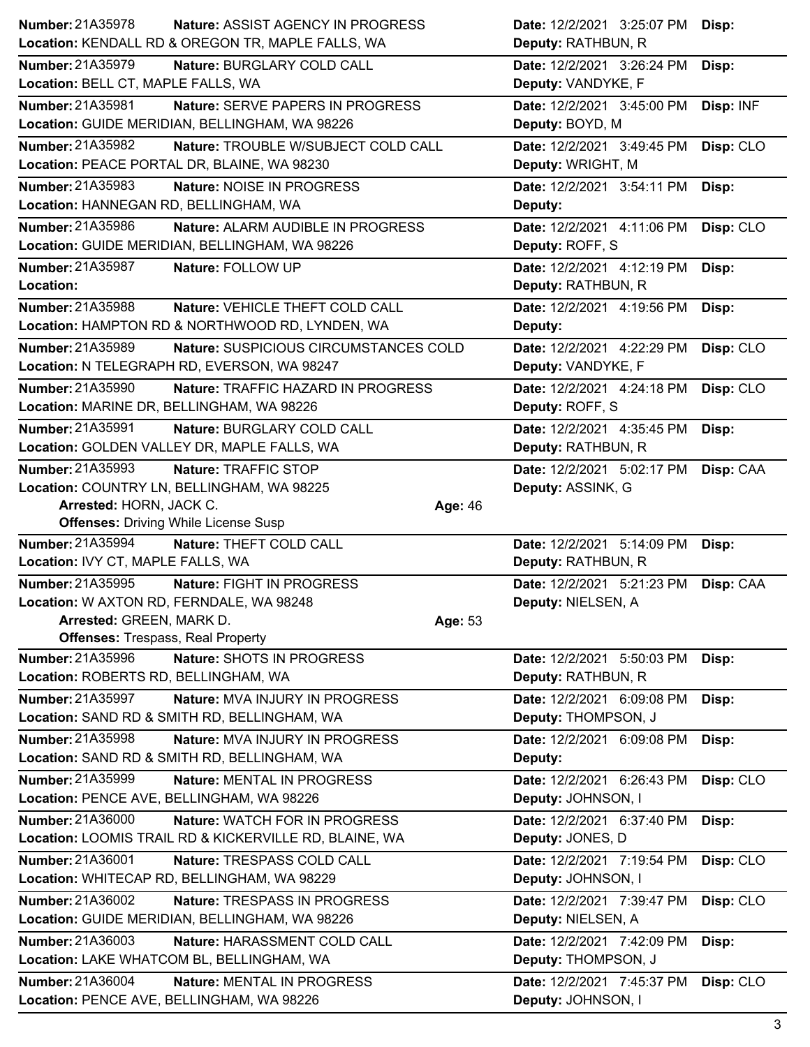**Number:** 21A35978 **Nature:** ASSIST AGENCY IN PROGRESS **Date:** 12/2/2021 3:25:07 PM **Disp:**
**Location:** KENDALL RD & OREGON TR, MAPLE FALLS, WA **Deputy:** RATHBUN, R

---

**Number:** 21A35979 **Nature:** BURGLARY COLD CALL **Date:** 12/2/2021 3:26:24 PM **Disp:**
**Location:** BELL CT, MAPLE FALLS, WA **Deputy:** VANDYKE, F

---

**Number:** 21A35981 **Nature:** SERVE PAPERS IN PROGRESS **Date:** 12/2/2021 3:45:00 PM **Disp:** INF
**Location:** GUIDE MERIDIAN, BELLINGHAM, WA 98226 **Deputy:** BOYD, M

---

**Number:** 21A35982 **Nature:** TROUBLE W/SUBJECT COLD CALL **Date:** 12/2/2021 3:49:45 PM **Disp:** CLO
**Location:** PEACE PORTAL DR, BLAINE, WA 98230 **Deputy:** WRIGHT, M

---

**Number:** 21A35983 **Nature:** NOISE IN PROGRESS **Date:** 12/2/2021 3:54:11 PM **Disp:**
**Location:** HANNEGAN RD, BELLINGHAM, WA **Deputy:**

---

**Number:** 21A35986 **Nature:** ALARM AUDIBLE IN PROGRESS **Date:** 12/2/2021 4:11:06 PM **Disp:** CLO
**Location:** GUIDE MERIDIAN, BELLINGHAM, WA 98226 **Deputy:** ROFF, S

---

**Number:** 21A35987 **Nature:** FOLLOW UP **Date:** 12/2/2021 4:12:19 PM **Disp:**
**Location:** **Deputy:** RATHBUN, R

---

**Number:** 21A35988 **Nature:** VEHICLE THEFT COLD CALL **Date:** 12/2/2021 4:19:56 PM **Disp:**
**Location:** HAMPTON RD & NORTHWOOD RD, LYNDEN, WA **Deputy:**

---

**Number:** 21A35989 **Nature:** SUSPICIOUS CIRCUMSTANCES COLD **Date:** 12/2/2021 4:22:29 PM **Disp:** CLO
**Location:** N TELEGRAPH RD, EVERSON, WA 98247 **Deputy:** VANDYKE, F

---

**Number:** 21A35990 **Nature:** TRAFFIC HAZARD IN PROGRESS **Date:** 12/2/2021 4:24:18 PM **Disp:** CLO
**Location:** MARINE DR, BELLINGHAM, WA 98226 **Deputy:** ROFF, S

---

**Number:** 21A35991 **Nature:** BURGLARY COLD CALL **Date:** 12/2/2021 4:35:45 PM **Disp:**
**Location:** GOLDEN VALLEY DR, MAPLE FALLS, WA **Deputy:** RATHBUN, R

---

**Number:** 21A35993 **Nature:** TRAFFIC STOP **Date:** 12/2/2021 5:02:17 PM **Disp:** CAA
**Location:** COUNTRY LN, BELLINGHAM, WA 98225 **Deputy:** ASSINK, G
**Arrested:** HORN, JACK C. **Age:** 46
**Offenses:** Driving While License Susp

---

**Number:** 21A35994 **Nature:** THEFT COLD CALL **Date:** 12/2/2021 5:14:09 PM **Disp:**
**Location:** IVY CT, MAPLE FALLS, WA **Deputy:** RATHBUN, R

---

**Number:** 21A35995 **Nature:** FIGHT IN PROGRESS **Date:** 12/2/2021 5:21:23 PM **Disp:** CAA
**Location:** W AXTON RD, FERNDALE, WA 98248 **Deputy:** NIELSEN, A
**Arrested:** GREEN, MARK D. **Age:** 53
**Offenses:** Trespass, Real Property

---

**Number:** 21A35996 **Nature:** SHOTS IN PROGRESS **Date:** 12/2/2021 5:50:03 PM **Disp:**
**Location:** ROBERTS RD, BELLINGHAM, WA **Deputy:** RATHBUN, R

---

**Number:** 21A35997 **Nature:** MVA INJURY IN PROGRESS **Date:** 12/2/2021 6:09:08 PM **Disp:**
**Location:** SAND RD & SMITH RD, BELLINGHAM, WA **Deputy:** THOMPSON, J

---

**Number:** 21A35998 **Nature:** MVA INJURY IN PROGRESS **Date:** 12/2/2021 6:09:08 PM **Disp:**
**Location:** SAND RD & SMITH RD, BELLINGHAM, WA **Deputy:**

---

**Number:** 21A35999 **Nature:** MENTAL IN PROGRESS **Date:** 12/2/2021 6:26:43 PM **Disp:** CLO
**Location:** PENCE AVE, BELLINGHAM, WA 98226 **Deputy:** JOHNSON, I

---

**Number:** 21A36000 **Nature:** WATCH FOR IN PROGRESS **Date:** 12/2/2021 6:37:40 PM **Disp:**
**Location:** LOOMIS TRAIL RD & KICKERVILLE RD, BLAINE, WA **Deputy:** JONES, D

---

**Number:** 21A36001 **Nature:** TRESPASS COLD CALL **Date:** 12/2/2021 7:19:54 PM **Disp:** CLO
**Location:** WHITECAP RD, BELLINGHAM, WA 98229 **Deputy:** JOHNSON, I

---

**Number:** 21A36002 **Nature:** TRESPASS IN PROGRESS **Date:** 12/2/2021 7:39:47 PM **Disp:** CLO
**Location:** GUIDE MERIDIAN, BELLINGHAM, WA 98226 **Deputy:** NIELSEN, A

---

**Number:** 21A36003 **Nature:** HARASSMENT COLD CALL **Date:** 12/2/2021 7:42:09 PM **Disp:**
**Location:** LAKE WHATCOM BL, BELLINGHAM, WA **Deputy:** THOMPSON, J

---

**Number:** 21A36004 **Nature:** MENTAL IN PROGRESS **Date:** 12/2/2021 7:45:37 PM **Disp:** CLO
**Location:** PENCE AVE, BELLINGHAM, WA 98226 **Deputy:** JOHNSON, I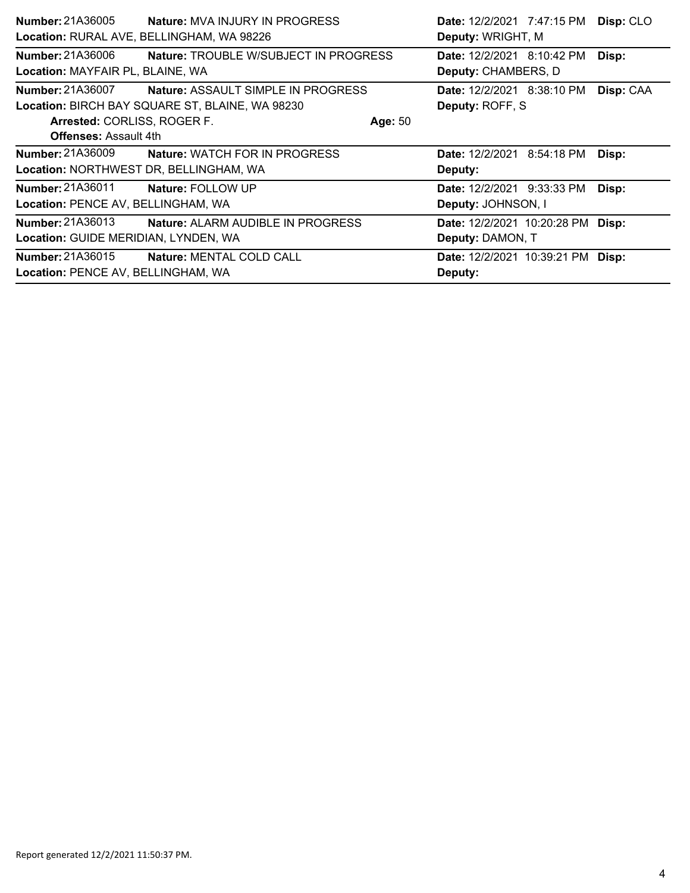**Number:** 21A36005 **Nature:** MVA INJURY IN PROGRESS **Date:** 12/2/2021 7:47:15 PM **Disp:** CLO
**Location:** RURAL AVE, BELLINGHAM, WA 98226 **Deputy:** WRIGHT, M

---

**Number:** 21A36006 **Nature:** TROUBLE W/SUBJECT IN PROGRESS **Date:** 12/2/2021 8:10:42 PM **Disp:**
**Location:** MAYFAIR PL, BLAINE, WA **Deputy:** CHAMBERS, D

---

**Number:** 21A36007 **Nature:** ASSAULT SIMPLE IN PROGRESS **Date:** 12/2/2021 8:38:10 PM **Disp:** CAA
**Location:** BIRCH BAY SQUARE ST, BLAINE, WA 98230 **Deputy:** ROFF, S
**Arrested:** CORLISS, ROGER F. **Age:** 50
**Offenses:** Assault 4th

---

**Number:** 21A36009 **Nature:** WATCH FOR IN PROGRESS **Date:** 12/2/2021 8:54:18 PM **Disp:**
**Location:** NORTHWEST DR, BELLINGHAM, WA **Deputy:**

---

**Number:** 21A36011 **Nature:** FOLLOW UP **Date:** 12/2/2021 9:33:33 PM **Disp:**
**Location:** PENCE AV, BELLINGHAM, WA **Deputy:** JOHNSON, I

---

**Number:** 21A36013 **Nature:** ALARM AUDIBLE IN PROGRESS **Date:** 12/2/2021 10:20:28 PM **Disp:**
**Location:** GUIDE MERIDIAN, LYNDEN, WA **Deputy:** DAMON, T

---

**Number:** 21A36015 **Nature:** MENTAL COLD CALL **Date:** 12/2/2021 10:39:21 PM **Disp:**
**Location:** PENCE AV, BELLINGHAM, WA **Deputy:**

---

Report generated 12/2/2021 11:50:37 PM.